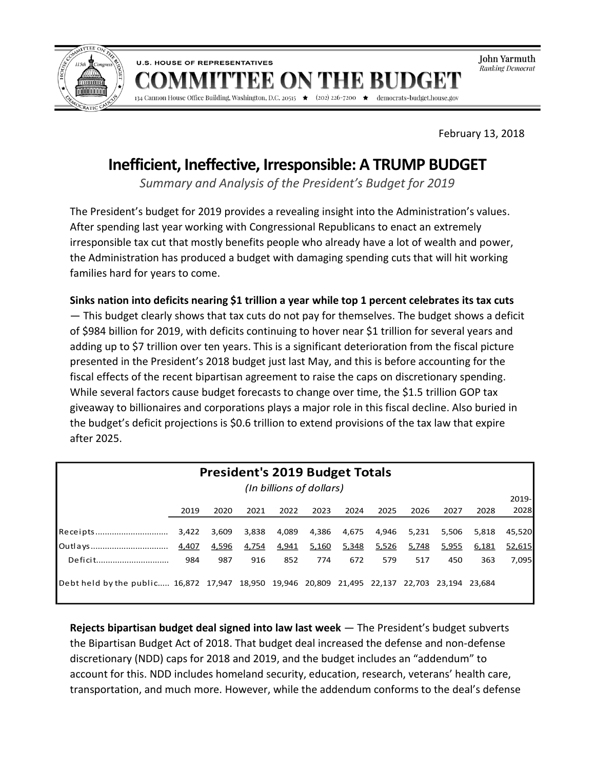U.S. HOUSE OF REPRESENTATIVES

# COMMITTEE ON THE BUDGET

134 Cannon House Office Building, Washington, D.C. 20515 ★ (202) 226-7200 ★ democrats-budget.house.gov

**John Yarmuth**
*Ranking Democrat*

February 13, 2018

# Inefficient, Ineffective, Irresponsible: A TRUMP BUDGET

*Summary and Analysis of the President's Budget for 2019*

The President's budget for 2019 provides a revealing insight into the Administration's values. After spending last year working with Congressional Republicans to enact an extremely irresponsible tax cut that mostly benefits people who already have a lot of wealth and power, the Administration has produced a budget with damaging spending cuts that will hit working families hard for years to come.

**Sinks nation into deficits nearing $1 trillion a year while top 1 percent celebrates its tax cuts** — This budget clearly shows that tax cuts do not pay for themselves. The budget shows a deficit of $984 billion for 2019, with deficits continuing to hover near $1 trillion for several years and adding up to $7 trillion over ten years. This is a significant deterioration from the fiscal picture presented in the President's 2018 budget just last May, and this is before accounting for the fiscal effects of the recent bipartisan agreement to raise the caps on discretionary spending. While several factors cause budget forecasts to change over time, the $1.5 trillion GOP tax giveaway to billionaires and corporations plays a major role in this fiscal decline. Also buried in the budget's deficit projections is $0.6 trillion to extend provisions of the tax law that expire after 2025.

**President's 2019 Budget Totals**
*(In billions of dollars)*

| | 2019 | 2020 | 2021 | 2022 | 2023 | 2024 | 2025 | 2026 | 2027 | 2028 | 2019-2028 |
|---|---|---|---|---|---|---|---|---|---|---|---|
| Receipts | 3,422 | 3,609 | 3,838 | 4,089 | 4,386 | 4,675 | 4,946 | 5,231 | 5,506 | 5,818 | 45,520 |
| Outlays | 4,407 | 4,596 | 4,754 | 4,941 | 5,160 | 5,348 | 5,526 | 5,748 | 5,955 | 6,181 | 52,615 |
| Deficit | 984 | 987 | 916 | 852 | 774 | 672 | 579 | 517 | 450 | 363 | 7,095 |
| Debt held by the public | 16,872 | 17,947 | 18,950 | 19,946 | 20,809 | 21,495 | 22,137 | 22,703 | 23,194 | 23,684 | |

**Rejects bipartisan budget deal signed into law last week** — The President's budget subverts the Bipartisan Budget Act of 2018. That budget deal increased the defense and non-defense discretionary (NDD) caps for 2018 and 2019, and the budget includes an "addendum" to account for this. NDD includes homeland security, education, research, veterans' health care, transportation, and much more. However, while the addendum conforms to the deal's defense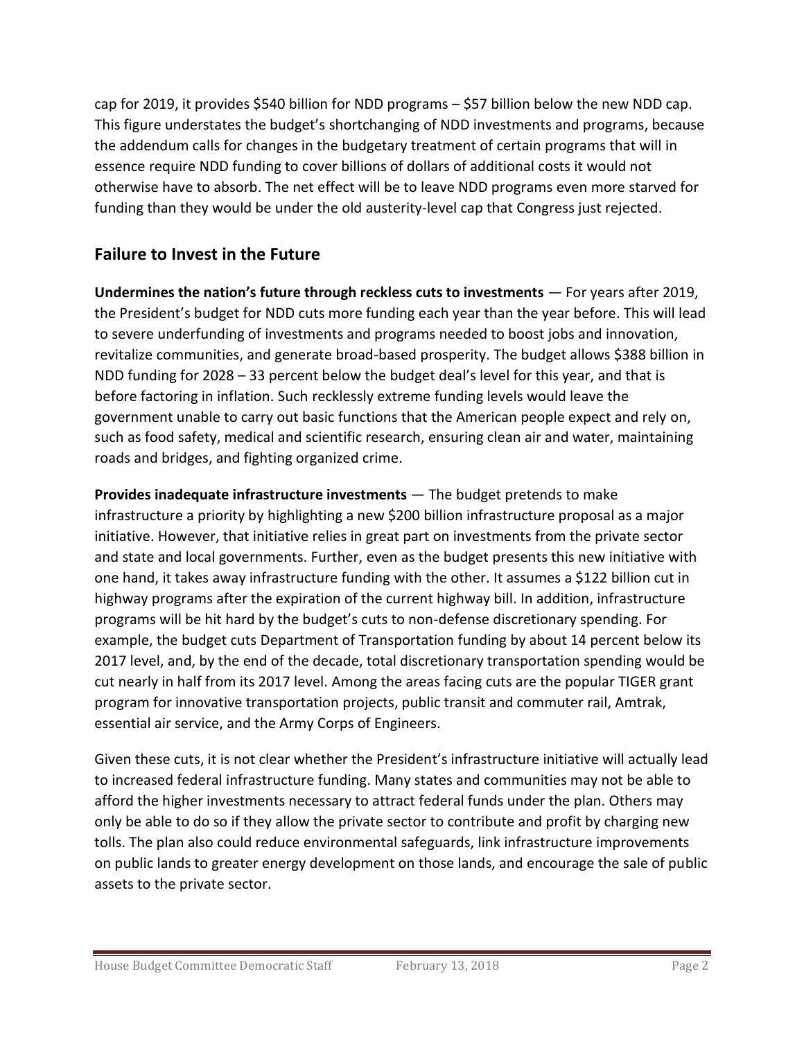cap for 2019, it provides $540 billion for NDD programs – $57 billion below the new NDD cap. This figure understates the budget's shortchanging of NDD investments and programs, because the addendum calls for changes in the budgetary treatment of certain programs that will in essence require NDD funding to cover billions of dollars of additional costs it would not otherwise have to absorb. The net effect will be to leave NDD programs even more starved for funding than they would be under the old austerity-level cap that Congress just rejected.

## Failure to Invest in the Future

**Undermines the nation's future through reckless cuts to investments** — For years after 2019, the President's budget for NDD cuts more funding each year than the year before. This will lead to severe underfunding of investments and programs needed to boost jobs and innovation, revitalize communities, and generate broad-based prosperity. The budget allows $388 billion in NDD funding for 2028 – 33 percent below the budget deal's level for this year, and that is before factoring in inflation. Such recklessly extreme funding levels would leave the government unable to carry out basic functions that the American people expect and rely on, such as food safety, medical and scientific research, ensuring clean air and water, maintaining roads and bridges, and fighting organized crime.

**Provides inadequate infrastructure investments** — The budget pretends to make infrastructure a priority by highlighting a new $200 billion infrastructure proposal as a major initiative. However, that initiative relies in great part on investments from the private sector and state and local governments. Further, even as the budget presents this new initiative with one hand, it takes away infrastructure funding with the other. It assumes a $122 billion cut in highway programs after the expiration of the current highway bill. In addition, infrastructure programs will be hit hard by the budget's cuts to non-defense discretionary spending. For example, the budget cuts Department of Transportation funding by about 14 percent below its 2017 level, and, by the end of the decade, total discretionary transportation spending would be cut nearly in half from its 2017 level. Among the areas facing cuts are the popular TIGER grant program for innovative transportation projects, public transit and commuter rail, Amtrak, essential air service, and the Army Corps of Engineers.

Given these cuts, it is not clear whether the President's infrastructure initiative will actually lead to increased federal infrastructure funding. Many states and communities may not be able to afford the higher investments necessary to attract federal funds under the plan. Others may only be able to do so if they allow the private sector to contribute and profit by charging new tolls. The plan also could reduce environmental safeguards, link infrastructure improvements on public lands to greater energy development on those lands, and encourage the sale of public assets to the private sector.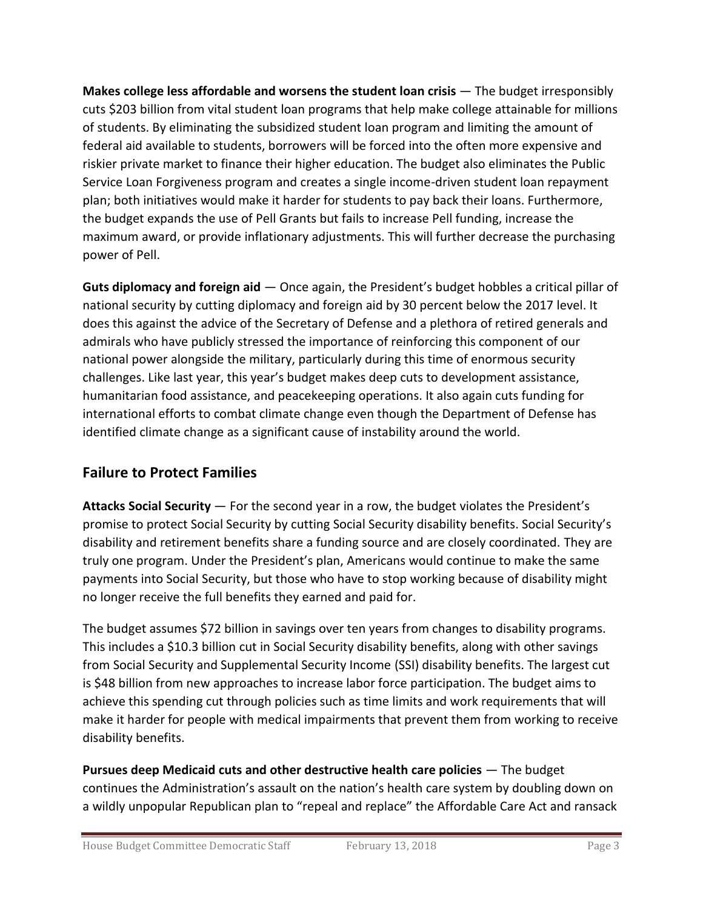**Makes college less affordable and worsens the student loan crisis** — The budget irresponsibly cuts $203 billion from vital student loan programs that help make college attainable for millions of students. By eliminating the subsidized student loan program and limiting the amount of federal aid available to students, borrowers will be forced into the often more expensive and riskier private market to finance their higher education. The budget also eliminates the Public Service Loan Forgiveness program and creates a single income-driven student loan repayment plan; both initiatives would make it harder for students to pay back their loans. Furthermore, the budget expands the use of Pell Grants but fails to increase Pell funding, increase the maximum award, or provide inflationary adjustments. This will further decrease the purchasing power of Pell.

**Guts diplomacy and foreign aid** — Once again, the President's budget hobbles a critical pillar of national security by cutting diplomacy and foreign aid by 30 percent below the 2017 level. It does this against the advice of the Secretary of Defense and a plethora of retired generals and admirals who have publicly stressed the importance of reinforcing this component of our national power alongside the military, particularly during this time of enormous security challenges. Like last year, this year's budget makes deep cuts to development assistance, humanitarian food assistance, and peacekeeping operations. It also again cuts funding for international efforts to combat climate change even though the Department of Defense has identified climate change as a significant cause of instability around the world.

## Failure to Protect Families

**Attacks Social Security** — For the second year in a row, the budget violates the President's promise to protect Social Security by cutting Social Security disability benefits. Social Security's disability and retirement benefits share a funding source and are closely coordinated. They are truly one program. Under the President's plan, Americans would continue to make the same payments into Social Security, but those who have to stop working because of disability might no longer receive the full benefits they earned and paid for.

The budget assumes $72 billion in savings over ten years from changes to disability programs. This includes a $10.3 billion cut in Social Security disability benefits, along with other savings from Social Security and Supplemental Security Income (SSI) disability benefits. The largest cut is $48 billion from new approaches to increase labor force participation. The budget aims to achieve this spending cut through policies such as time limits and work requirements that will make it harder for people with medical impairments that prevent them from working to receive disability benefits.

**Pursues deep Medicaid cuts and other destructive health care policies** — The budget continues the Administration's assault on the nation's health care system by doubling down on a wildly unpopular Republican plan to "repeal and replace" the Affordable Care Act and ransack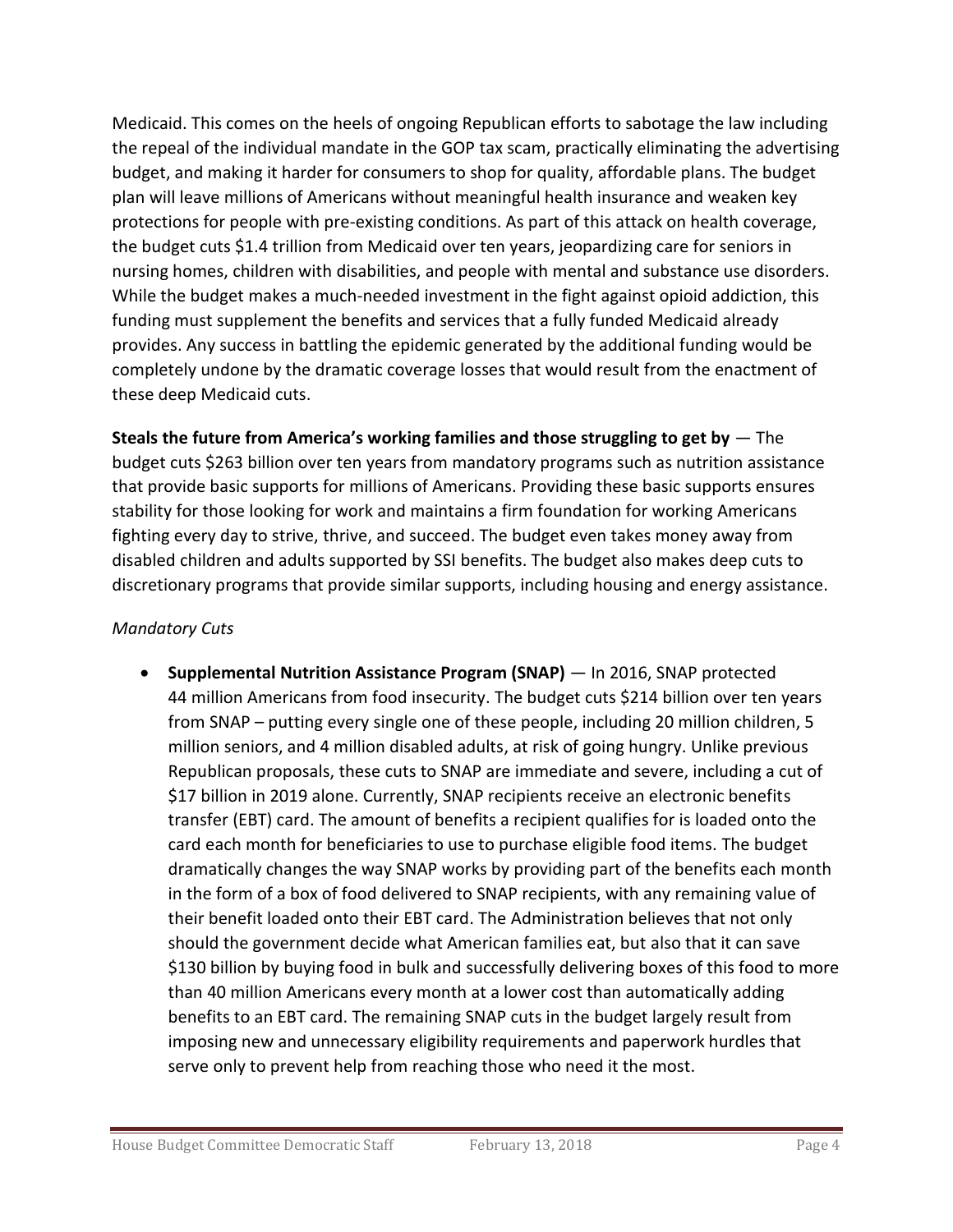Medicaid. This comes on the heels of ongoing Republican efforts to sabotage the law including the repeal of the individual mandate in the GOP tax scam, practically eliminating the advertising budget, and making it harder for consumers to shop for quality, affordable plans. The budget plan will leave millions of Americans without meaningful health insurance and weaken key protections for people with pre-existing conditions. As part of this attack on health coverage, the budget cuts $1.4 trillion from Medicaid over ten years, jeopardizing care for seniors in nursing homes, children with disabilities, and people with mental and substance use disorders. While the budget makes a much-needed investment in the fight against opioid addiction, this funding must supplement the benefits and services that a fully funded Medicaid already provides. Any success in battling the epidemic generated by the additional funding would be completely undone by the dramatic coverage losses that would result from the enactment of these deep Medicaid cuts.

**Steals the future from America's working families and those struggling to get by** — The budget cuts $263 billion over ten years from mandatory programs such as nutrition assistance that provide basic supports for millions of Americans. Providing these basic supports ensures stability for those looking for work and maintains a firm foundation for working Americans fighting every day to strive, thrive, and succeed. The budget even takes money away from disabled children and adults supported by SSI benefits. The budget also makes deep cuts to discretionary programs that provide similar supports, including housing and energy assistance.

*Mandatory Cuts*

- **Supplemental Nutrition Assistance Program (SNAP)** — In 2016, SNAP protected 44 million Americans from food insecurity. The budget cuts $214 billion over ten years from SNAP – putting every single one of these people, including 20 million children, 5 million seniors, and 4 million disabled adults, at risk of going hungry. Unlike previous Republican proposals, these cuts to SNAP are immediate and severe, including a cut of $17 billion in 2019 alone. Currently, SNAP recipients receive an electronic benefits transfer (EBT) card. The amount of benefits a recipient qualifies for is loaded onto the card each month for beneficiaries to use to purchase eligible food items. The budget dramatically changes the way SNAP works by providing part of the benefits each month in the form of a box of food delivered to SNAP recipients, with any remaining value of their benefit loaded onto their EBT card. The Administration believes that not only should the government decide what American families eat, but also that it can save $130 billion by buying food in bulk and successfully delivering boxes of this food to more than 40 million Americans every month at a lower cost than automatically adding benefits to an EBT card. The remaining SNAP cuts in the budget largely result from imposing new and unnecessary eligibility requirements and paperwork hurdles that serve only to prevent help from reaching those who need it the most.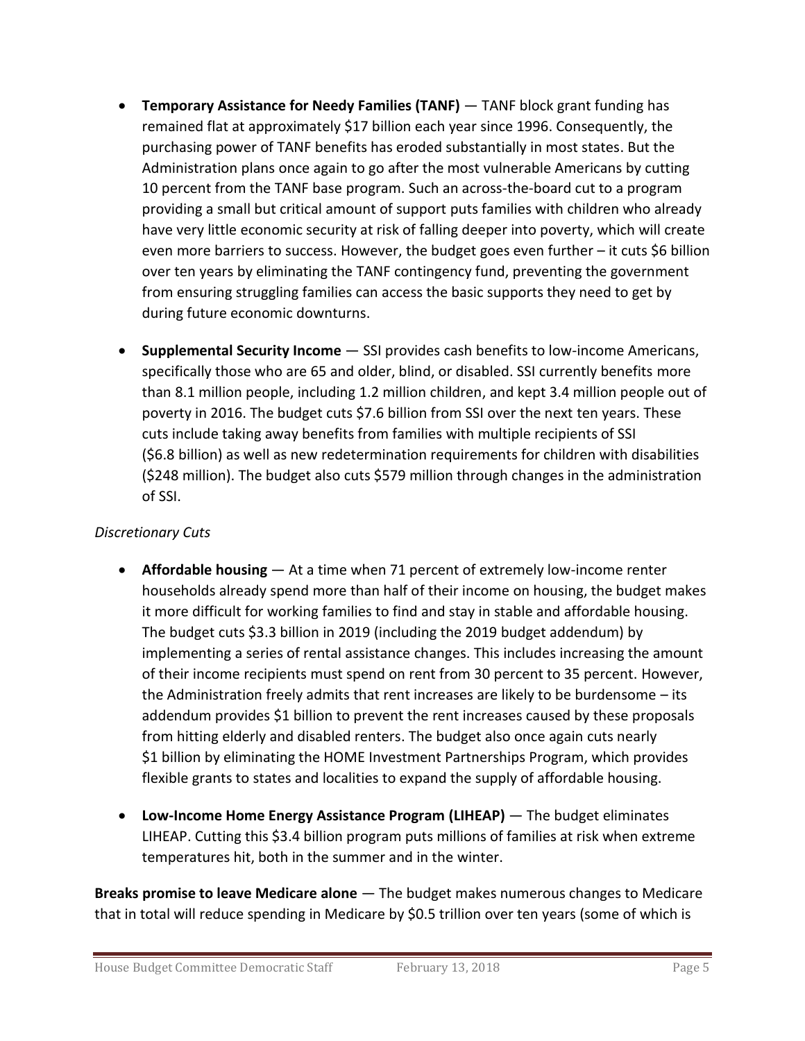- **Temporary Assistance for Needy Families (TANF)** — TANF block grant funding has remained flat at approximately $17 billion each year since 1996. Consequently, the purchasing power of TANF benefits has eroded substantially in most states. But the Administration plans once again to go after the most vulnerable Americans by cutting 10 percent from the TANF base program. Such an across-the-board cut to a program providing a small but critical amount of support puts families with children who already have very little economic security at risk of falling deeper into poverty, which will create even more barriers to success. However, the budget goes even further – it cuts $6 billion over ten years by eliminating the TANF contingency fund, preventing the government from ensuring struggling families can access the basic supports they need to get by during future economic downturns.

- **Supplemental Security Income** — SSI provides cash benefits to low-income Americans, specifically those who are 65 and older, blind, or disabled. SSI currently benefits more than 8.1 million people, including 1.2 million children, and kept 3.4 million people out of poverty in 2016. The budget cuts $7.6 billion from SSI over the next ten years. These cuts include taking away benefits from families with multiple recipients of SSI ($6.8 billion) as well as new redetermination requirements for children with disabilities ($248 million). The budget also cuts $579 million through changes in the administration of SSI.

*Discretionary Cuts*

- **Affordable housing** — At a time when 71 percent of extremely low-income renter households already spend more than half of their income on housing, the budget makes it more difficult for working families to find and stay in stable and affordable housing. The budget cuts $3.3 billion in 2019 (including the 2019 budget addendum) by implementing a series of rental assistance changes. This includes increasing the amount of their income recipients must spend on rent from 30 percent to 35 percent. However, the Administration freely admits that rent increases are likely to be burdensome – its addendum provides $1 billion to prevent the rent increases caused by these proposals from hitting elderly and disabled renters. The budget also once again cuts nearly $1 billion by eliminating the HOME Investment Partnerships Program, which provides flexible grants to states and localities to expand the supply of affordable housing.

- **Low-Income Home Energy Assistance Program (LIHEAP)** — The budget eliminates LIHEAP. Cutting this $3.4 billion program puts millions of families at risk when extreme temperatures hit, both in the summer and in the winter.

**Breaks promise to leave Medicare alone** — The budget makes numerous changes to Medicare that in total will reduce spending in Medicare by $0.5 trillion over ten years (some of which is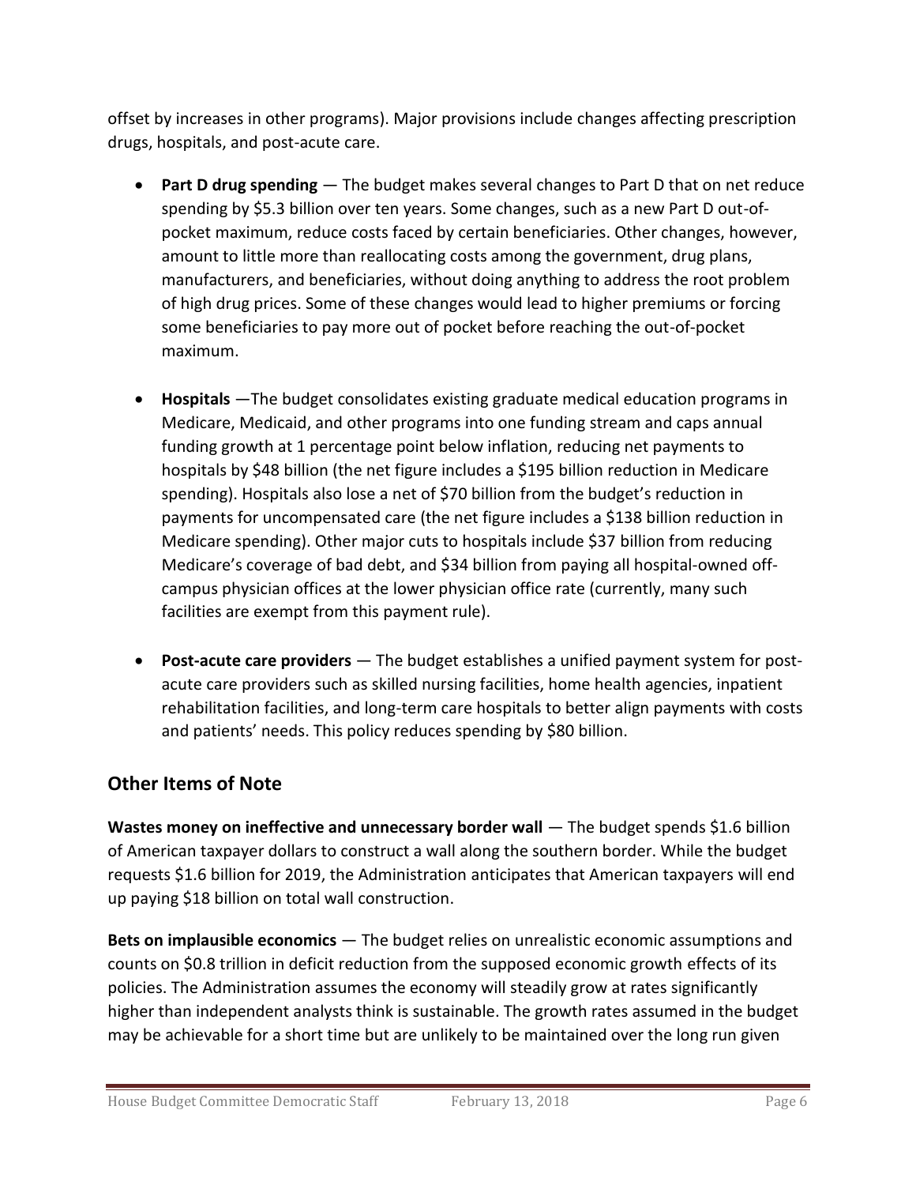offset by increases in other programs). Major provisions include changes affecting prescription drugs, hospitals, and post-acute care.

- **Part D drug spending** — The budget makes several changes to Part D that on net reduce spending by $5.3 billion over ten years. Some changes, such as a new Part D out-of-pocket maximum, reduce costs faced by certain beneficiaries. Other changes, however, amount to little more than reallocating costs among the government, drug plans, manufacturers, and beneficiaries, without doing anything to address the root problem of high drug prices. Some of these changes would lead to higher premiums or forcing some beneficiaries to pay more out of pocket before reaching the out-of-pocket maximum.

- **Hospitals** —The budget consolidates existing graduate medical education programs in Medicare, Medicaid, and other programs into one funding stream and caps annual funding growth at 1 percentage point below inflation, reducing net payments to hospitals by $48 billion (the net figure includes a $195 billion reduction in Medicare spending). Hospitals also lose a net of $70 billion from the budget's reduction in payments for uncompensated care (the net figure includes a $138 billion reduction in Medicare spending). Other major cuts to hospitals include $37 billion from reducing Medicare's coverage of bad debt, and $34 billion from paying all hospital-owned off-campus physician offices at the lower physician office rate (currently, many such facilities are exempt from this payment rule).

- **Post-acute care providers** — The budget establishes a unified payment system for post-acute care providers such as skilled nursing facilities, home health agencies, inpatient rehabilitation facilities, and long-term care hospitals to better align payments with costs and patients' needs. This policy reduces spending by $80 billion.

## Other Items of Note

**Wastes money on ineffective and unnecessary border wall** — The budget spends $1.6 billion of American taxpayer dollars to construct a wall along the southern border. While the budget requests $1.6 billion for 2019, the Administration anticipates that American taxpayers will end up paying $18 billion on total wall construction.

**Bets on implausible economics** — The budget relies on unrealistic economic assumptions and counts on $0.8 trillion in deficit reduction from the supposed economic growth effects of its policies. The Administration assumes the economy will steadily grow at rates significantly higher than independent analysts think is sustainable. The growth rates assumed in the budget may be achievable for a short time but are unlikely to be maintained over the long run given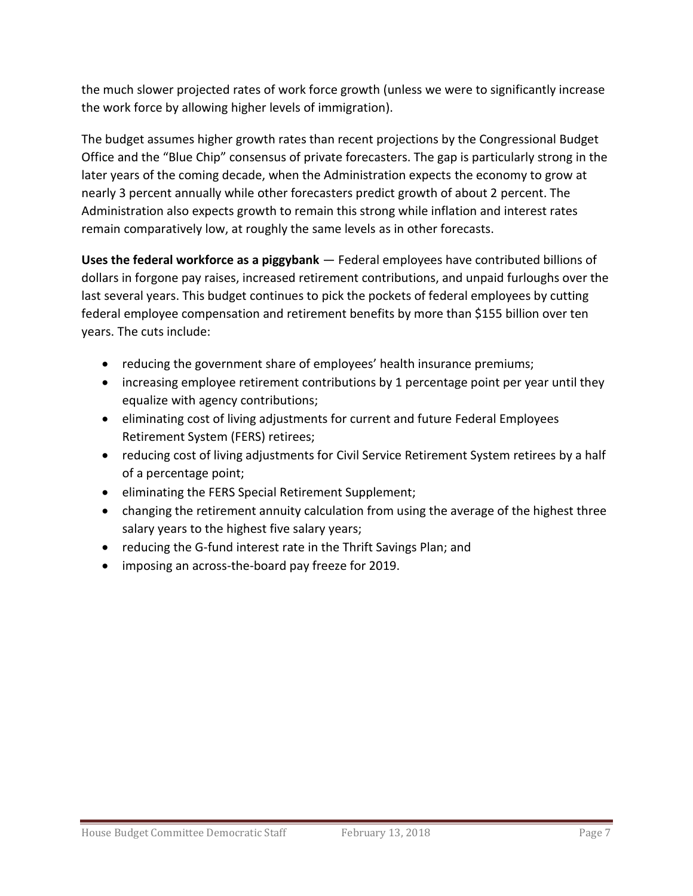the much slower projected rates of work force growth (unless we were to significantly increase the work force by allowing higher levels of immigration).

The budget assumes higher growth rates than recent projections by the Congressional Budget Office and the "Blue Chip" consensus of private forecasters. The gap is particularly strong in the later years of the coming decade, when the Administration expects the economy to grow at nearly 3 percent annually while other forecasters predict growth of about 2 percent. The Administration also expects growth to remain this strong while inflation and interest rates remain comparatively low, at roughly the same levels as in other forecasts.

**Uses the federal workforce as a piggybank** — Federal employees have contributed billions of dollars in forgone pay raises, increased retirement contributions, and unpaid furloughs over the last several years. This budget continues to pick the pockets of federal employees by cutting federal employee compensation and retirement benefits by more than $155 billion over ten years. The cuts include:

- reducing the government share of employees' health insurance premiums;
- increasing employee retirement contributions by 1 percentage point per year until they equalize with agency contributions;
- eliminating cost of living adjustments for current and future Federal Employees Retirement System (FERS) retirees;
- reducing cost of living adjustments for Civil Service Retirement System retirees by a half of a percentage point;
- eliminating the FERS Special Retirement Supplement;
- changing the retirement annuity calculation from using the average of the highest three salary years to the highest five salary years;
- reducing the G-fund interest rate in the Thrift Savings Plan; and
- imposing an across-the-board pay freeze for 2019.